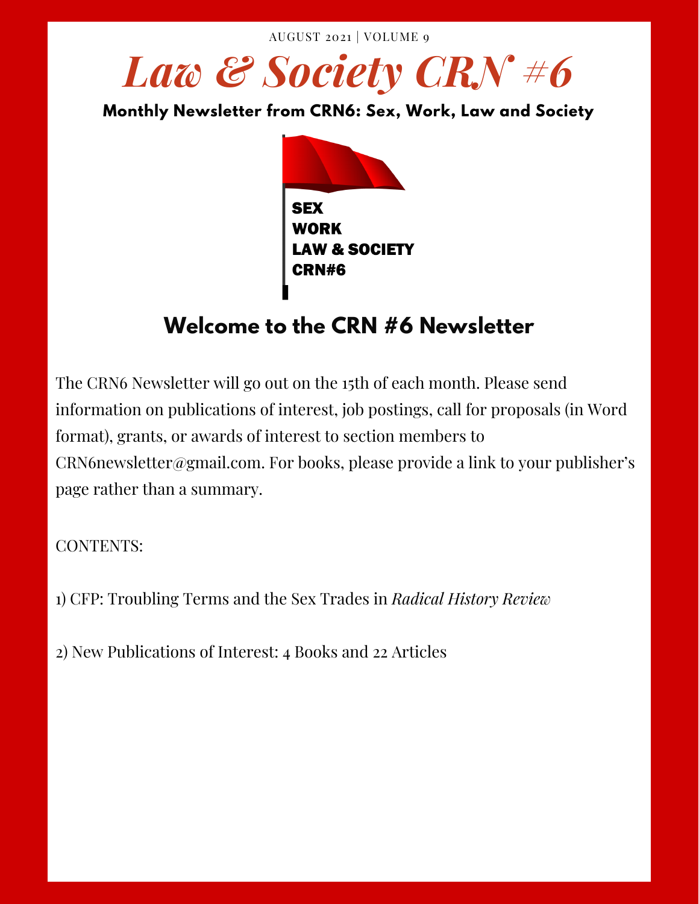AUGUST 2021 | VOLUME 9

# *Law & Society CRN #6*

**Monthly Newsletter from CRN6: Sex, Work, Law and Society**

SEX
WORK
LAW & SOCIETY
CRN#6

## Welcome to the CRN #6 Newsletter

The CRN6 Newsletter will go out on the 15th of each month. Please send information on publications of interest, job postings, call for proposals (in Word format), grants, or awards of interest to section members to CRN6newsletter@gmail.com. For books, please provide a link to your publisher's page rather than a summary.

CONTENTS:

1) CFP: Troubling Terms and the Sex Trades in *Radical History Review*

2) New Publications of Interest: 4 Books and 22 Articles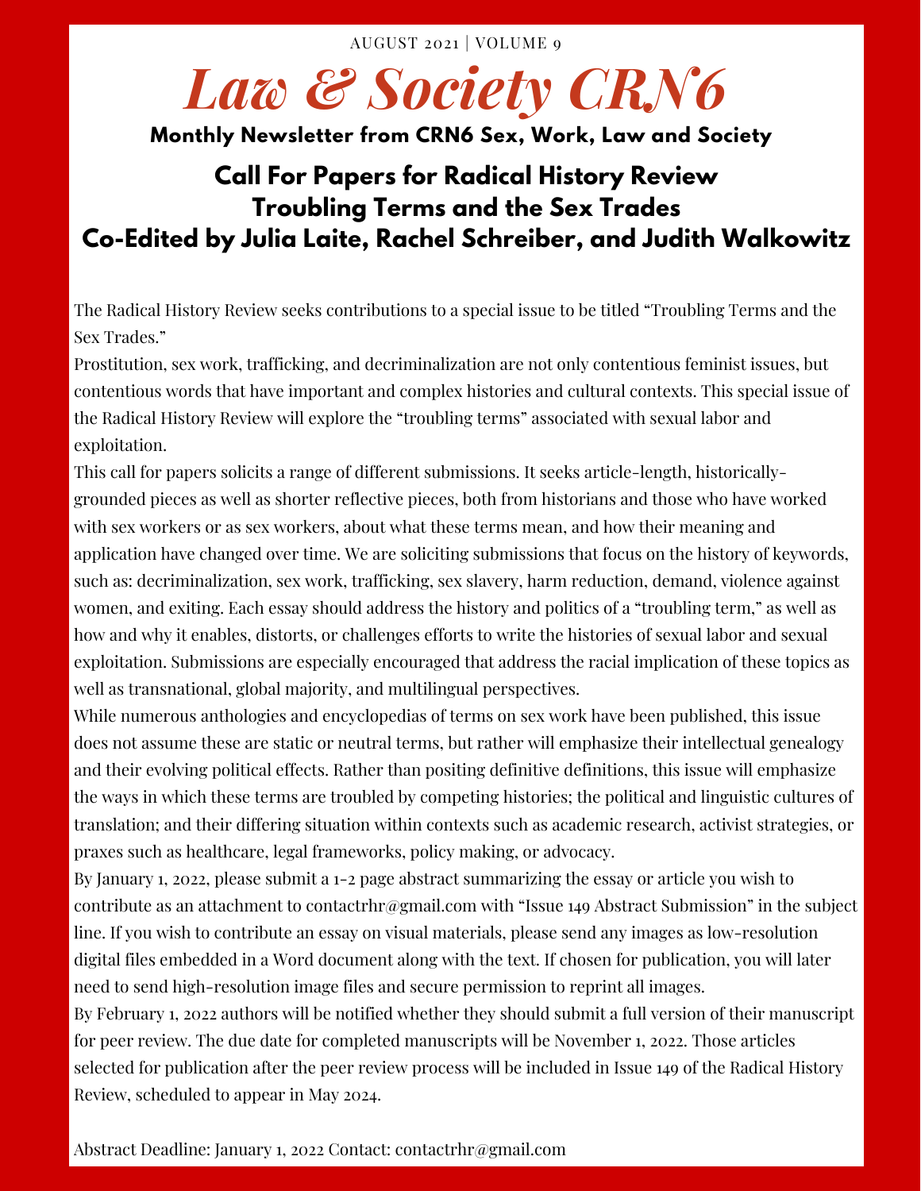AUGUST 2021 | VOLUME 9

# *Law & Society CRN6*

**Monthly Newsletter from CRN6 Sex, Work, Law and Society**

## Call For Papers for Radical History Review
## Troubling Terms and the Sex Trades
## Co-Edited by Julia Laite, Rachel Schreiber, and Judith Walkowitz

The Radical History Review seeks contributions to a special issue to be titled "Troubling Terms and the Sex Trades."

Prostitution, sex work, trafficking, and decriminalization are not only contentious feminist issues, but contentious words that have important and complex histories and cultural contexts. This special issue of the Radical History Review will explore the "troubling terms" associated with sexual labor and exploitation.

This call for papers solicits a range of different submissions. It seeks article-length, historically-grounded pieces as well as shorter reflective pieces, both from historians and those who have worked with sex workers or as sex workers, about what these terms mean, and how their meaning and application have changed over time. We are soliciting submissions that focus on the history of keywords, such as: decriminalization, sex work, trafficking, sex slavery, harm reduction, demand, violence against women, and exiting. Each essay should address the history and politics of a "troubling term," as well as how and why it enables, distorts, or challenges efforts to write the histories of sexual labor and sexual exploitation. Submissions are especially encouraged that address the racial implication of these topics as well as transnational, global majority, and multilingual perspectives.

While numerous anthologies and encyclopedias of terms on sex work have been published, this issue does not assume these are static or neutral terms, but rather will emphasize their intellectual genealogy and their evolving political effects. Rather than positing definitive definitions, this issue will emphasize the ways in which these terms are troubled by competing histories; the political and linguistic cultures of translation; and their differing situation within contexts such as academic research, activist strategies, or praxes such as healthcare, legal frameworks, policy making, or advocacy.

By January 1, 2022, please submit a 1-2 page abstract summarizing the essay or article you wish to contribute as an attachment to contactrhr@gmail.com with "Issue 149 Abstract Submission" in the subject line. If you wish to contribute an essay on visual materials, please send any images as low-resolution digital files embedded in a Word document along with the text. If chosen for publication, you will later need to send high-resolution image files and secure permission to reprint all images.

By February 1, 2022 authors will be notified whether they should submit a full version of their manuscript for peer review. The due date for completed manuscripts will be November 1, 2022. Those articles selected for publication after the peer review process will be included in Issue 149 of the Radical History Review, scheduled to appear in May 2024.

Abstract Deadline: January 1, 2022 Contact: contactrhr@gmail.com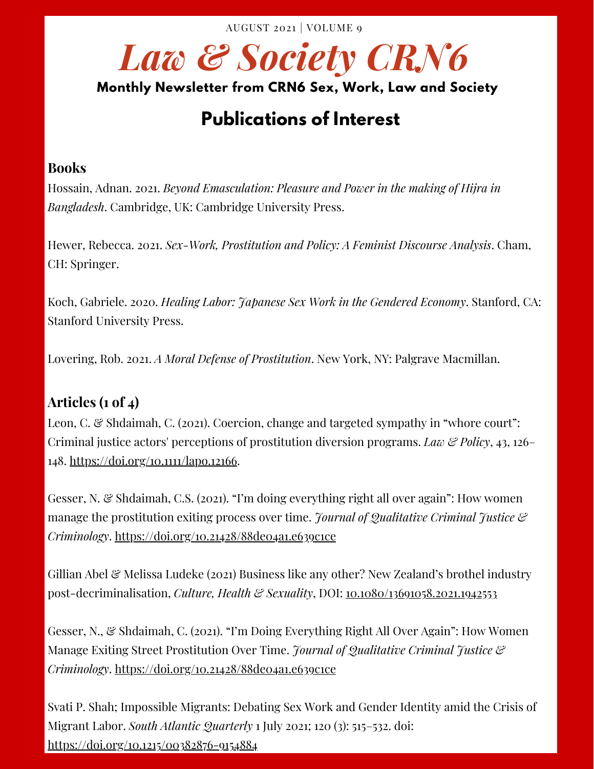AUGUST 2021 | VOLUME 9

# *Law & Society CRN6*

**Monthly Newsletter from CRN6 Sex, Work, Law and Society**

## Publications of Interest

### Books

Hossain, Adnan. 2021. *Beyond Emasculation: Pleasure and Power in the making of Hijra in Bangladesh*. Cambridge, UK: Cambridge University Press.

Hewer, Rebecca. 2021. *Sex-Work, Prostitution and Policy: A Feminist Discourse Analysis*. Cham, CH: Springer.

Koch, Gabriele. 2020. *Healing Labor: Japanese Sex Work in the Gendered Economy*. Stanford, CA: Stanford University Press.

Lovering, Rob. 2021. *A Moral Defense of Prostitution*. New York, NY: Palgrave Macmillan.

### Articles (1 of 4)

Leon, C. & Shdaimah, C. (2021). Coercion, change and targeted sympathy in "whore court": Criminal justice actors' perceptions of prostitution diversion programs. *Law & Policy*, 43, 126–148. https://doi.org/10.1111/lapo.12166.

Gesser, N. & Shdaimah, C.S. (2021). "I'm doing everything right all over again": How women manage the prostitution exiting process over time. *Journal of Qualitative Criminal Justice & Criminology*. https://doi.org/10.21428/88de04a1.e639c1ce

Gillian Abel & Melissa Ludeke (2021) Business like any other? New Zealand's brothel industry post-decriminalisation, *Culture, Health & Sexuality*, DOI: 10.1080/13691058.2021.1942553

Gesser, N., & Shdaimah, C. (2021). "I'm Doing Everything Right All Over Again": How Women Manage Exiting Street Prostitution Over Time. *Journal of Qualitative Criminal Justice & Criminology*. https://doi.org/10.21428/88de04a1.e639c1ce

Svati P. Shah; Impossible Migrants: Debating Sex Work and Gender Identity amid the Crisis of Migrant Labor. *South Atlantic Quarterly* 1 July 2021; 120 (3): 515–532. doi: https://doi.org/10.1215/00382876-9154884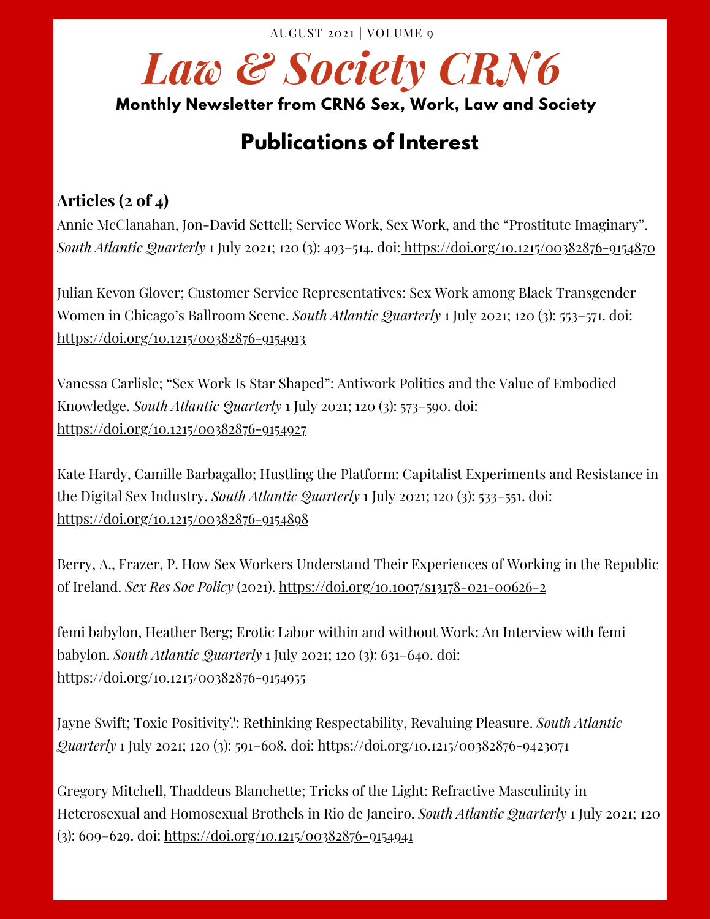# *Law & Society CRN6*

**Monthly Newsletter from CRN6 Sex, Work, Law and Society**

## Publications of Interest

### Articles (2 of 4)

Annie McClanahan, Jon-David Settell; Service Work, Sex Work, and the "Prostitute Imaginary". *South Atlantic Quarterly* 1 July 2021; 120 (3): 493–514. doi: https://doi.org/10.1215/00382876-9154870

Julian Kevon Glover; Customer Service Representatives: Sex Work among Black Transgender Women in Chicago's Ballroom Scene. *South Atlantic Quarterly* 1 July 2021; 120 (3): 553–571. doi: https://doi.org/10.1215/00382876-9154913

Vanessa Carlisle; "Sex Work Is Star Shaped": Antiwork Politics and the Value of Embodied Knowledge. *South Atlantic Quarterly* 1 July 2021; 120 (3): 573–590. doi: https://doi.org/10.1215/00382876-9154927

Kate Hardy, Camille Barbagallo; Hustling the Platform: Capitalist Experiments and Resistance in the Digital Sex Industry. *South Atlantic Quarterly* 1 July 2021; 120 (3): 533–551. doi: https://doi.org/10.1215/00382876-9154898

Berry, A., Frazer, P. How Sex Workers Understand Their Experiences of Working in the Republic of Ireland. *Sex Res Soc Policy* (2021). https://doi.org/10.1007/s13178-021-00626-2

femi babylon, Heather Berg; Erotic Labor within and without Work: An Interview with femi babylon. *South Atlantic Quarterly* 1 July 2021; 120 (3): 631–640. doi: https://doi.org/10.1215/00382876-9154955

Jayne Swift; Toxic Positivity?: Rethinking Respectability, Revaluing Pleasure. *South Atlantic Quarterly* 1 July 2021; 120 (3): 591–608. doi: https://doi.org/10.1215/00382876-9423071

Gregory Mitchell, Thaddeus Blanchette; Tricks of the Light: Refractive Masculinity in Heterosexual and Homosexual Brothels in Rio de Janeiro. *South Atlantic Quarterly* 1 July 2021; 120 (3): 609–629. doi: https://doi.org/10.1215/00382876-9154941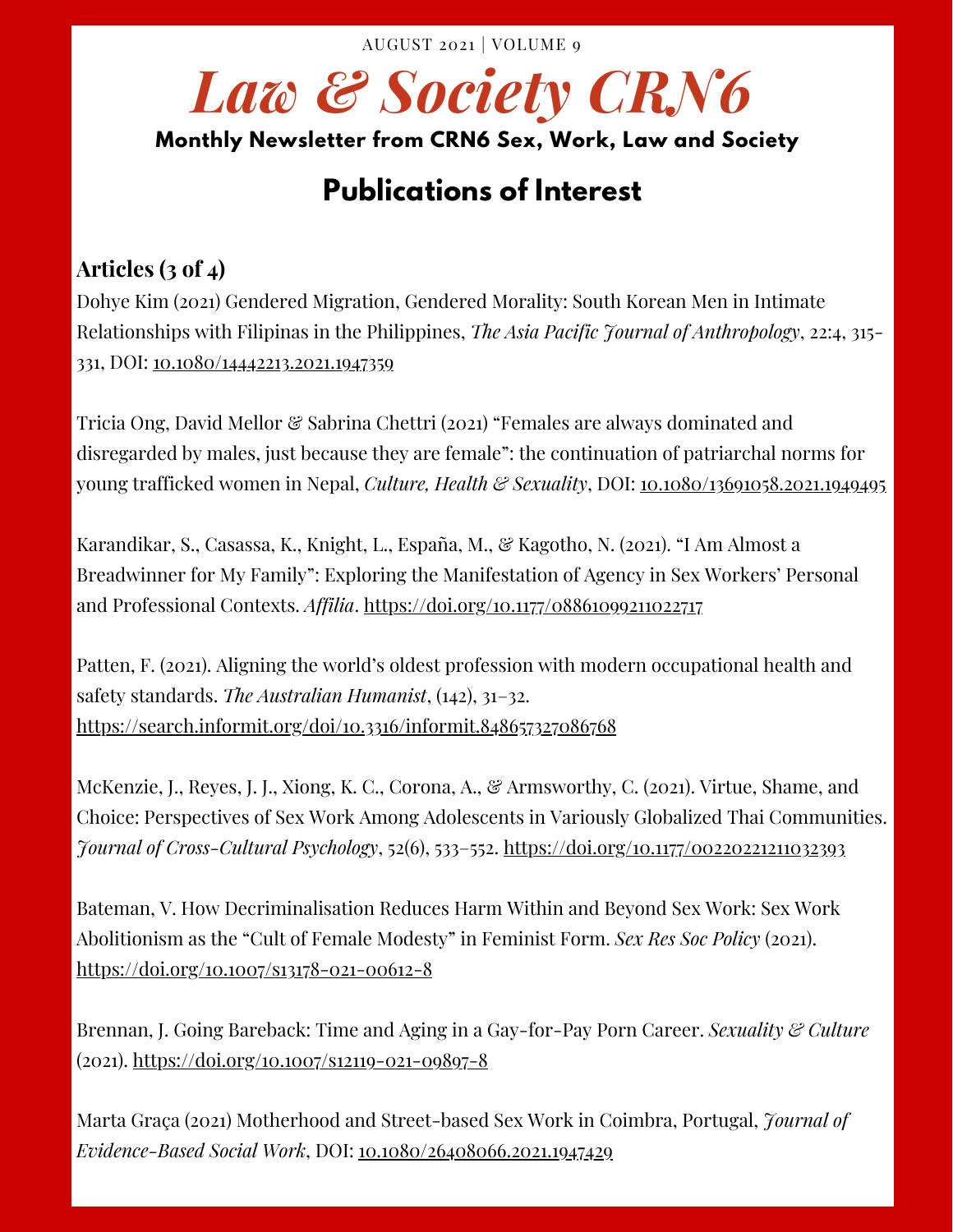AUGUST 2021 | VOLUME 9

# *Law & Society CRN6*

**Monthly Newsletter from CRN6 Sex, Work, Law and Society**

## Publications of Interest

### Articles (3 of 4)

Dohye Kim (2021) Gendered Migration, Gendered Morality: South Korean Men in Intimate Relationships with Filipinas in the Philippines, *The Asia Pacific Journal of Anthropology*, 22:4, 315-331, DOI: 10.1080/14442213.2021.1947359

Tricia Ong, David Mellor & Sabrina Chettri (2021) "Females are always dominated and disregarded by males, just because they are female": the continuation of patriarchal norms for young trafficked women in Nepal, *Culture, Health & Sexuality*, DOI: 10.1080/13691058.2021.1949495

Karandikar, S., Casassa, K., Knight, L., España, M., & Kagotho, N. (2021). "I Am Almost a Breadwinner for My Family": Exploring the Manifestation of Agency in Sex Workers' Personal and Professional Contexts. *Affilia*. https://doi.org/10.1177/08861099211022717

Patten, F. (2021). Aligning the world's oldest profession with modern occupational health and safety standards. *The Australian Humanist*, (142), 31–32. https://search.informit.org/doi/10.3316/informit.848657327086768

McKenzie, J., Reyes, J. J., Xiong, K. C., Corona, A., & Armsworthy, C. (2021). Virtue, Shame, and Choice: Perspectives of Sex Work Among Adolescents in Variously Globalized Thai Communities. *Journal of Cross-Cultural Psychology*, 52(6), 533–552. https://doi.org/10.1177/00220221211032393

Bateman, V. How Decriminalisation Reduces Harm Within and Beyond Sex Work: Sex Work Abolitionism as the "Cult of Female Modesty" in Feminist Form. *Sex Res Soc Policy* (2021). https://doi.org/10.1007/s13178-021-00612-8

Brennan, J. Going Bareback: Time and Aging in a Gay-for-Pay Porn Career. *Sexuality & Culture* (2021). https://doi.org/10.1007/s12119-021-09897-8

Marta Graça (2021) Motherhood and Street-based Sex Work in Coimbra, Portugal, *Journal of Evidence-Based Social Work*, DOI: 10.1080/26408066.2021.1947429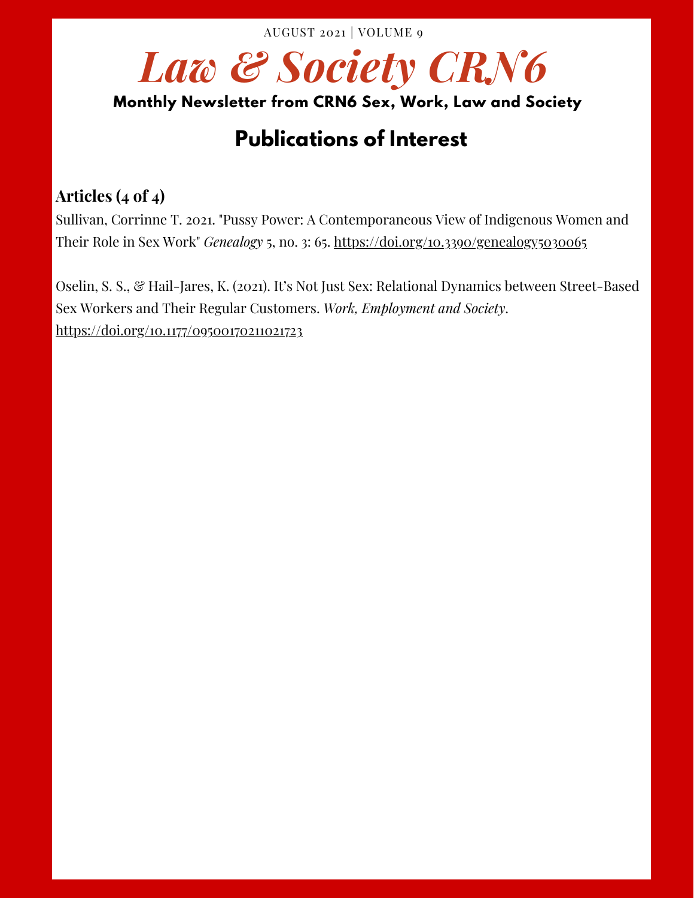## Publications of Interest

### Articles (4 of 4)

Sullivan, Corrinne T. 2021. "Pussy Power: A Contemporaneous View of Indigenous Women and Their Role in Sex Work" *Genealogy* 5, no. 3: 65. https://doi.org/10.3390/genealogy5030065

Oselin, S. S., & Hail-Jares, K. (2021). It's Not Just Sex: Relational Dynamics between Street-Based Sex Workers and Their Regular Customers. *Work, Employment and Society*. https://doi.org/10.1177/09500170211021723